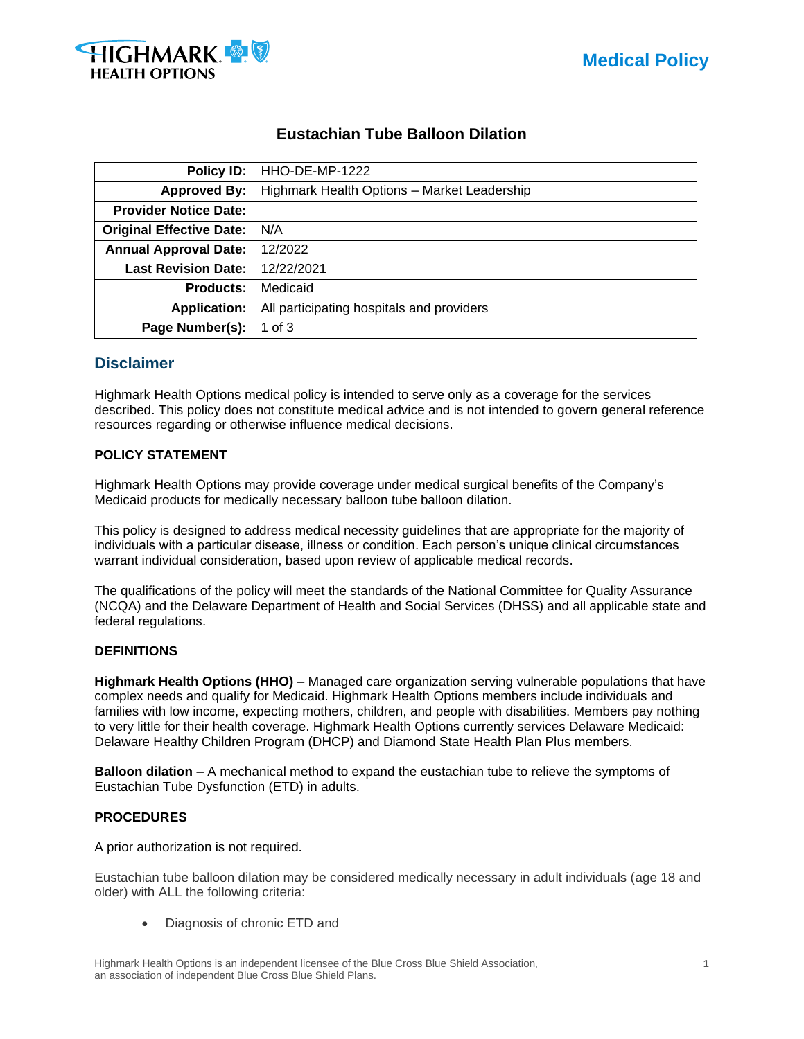Medical Policy

# Eustachian Tube Balloon Dilation

| | |
|---:|---|
| **Policy ID:** | HHO-DE-MP-1222 |
| **Approved By:** | Highmark Health Options – Market Leadership |
| **Provider Notice Date:** | |
| **Original Effective Date:** | N/A |
| **Annual Approval Date:** | 12/2022 |
| **Last Revision Date:** | 12/22/2021 |
| **Products:** | Medicaid |
| **Application:** | All participating hospitals and providers |
| **Page Number(s):** | 1 of 3 |

## Disclaimer

Highmark Health Options medical policy is intended to serve only as a coverage for the services described. This policy does not constitute medical advice and is not intended to govern general reference resources regarding or otherwise influence medical decisions.

### POLICY STATEMENT

Highmark Health Options may provide coverage under medical surgical benefits of the Company's Medicaid products for medically necessary balloon tube balloon dilation.

This policy is designed to address medical necessity guidelines that are appropriate for the majority of individuals with a particular disease, illness or condition. Each person's unique clinical circumstances warrant individual consideration, based upon review of applicable medical records.

The qualifications of the policy will meet the standards of the National Committee for Quality Assurance (NCQA) and the Delaware Department of Health and Social Services (DHSS) and all applicable state and federal regulations.

### DEFINITIONS

**Highmark Health Options (HHO)** – Managed care organization serving vulnerable populations that have complex needs and qualify for Medicaid. Highmark Health Options members include individuals and families with low income, expecting mothers, children, and people with disabilities. Members pay nothing to very little for their health coverage. Highmark Health Options currently services Delaware Medicaid: Delaware Healthy Children Program (DHCP) and Diamond State Health Plan Plus members.

**Balloon dilation** – A mechanical method to expand the eustachian tube to relieve the symptoms of Eustachian Tube Dysfunction (ETD) in adults.

### PROCEDURES

A prior authorization is not required.

Eustachian tube balloon dilation may be considered medically necessary in adult individuals (age 18 and older) with ALL the following criteria:

- Diagnosis of chronic ETD and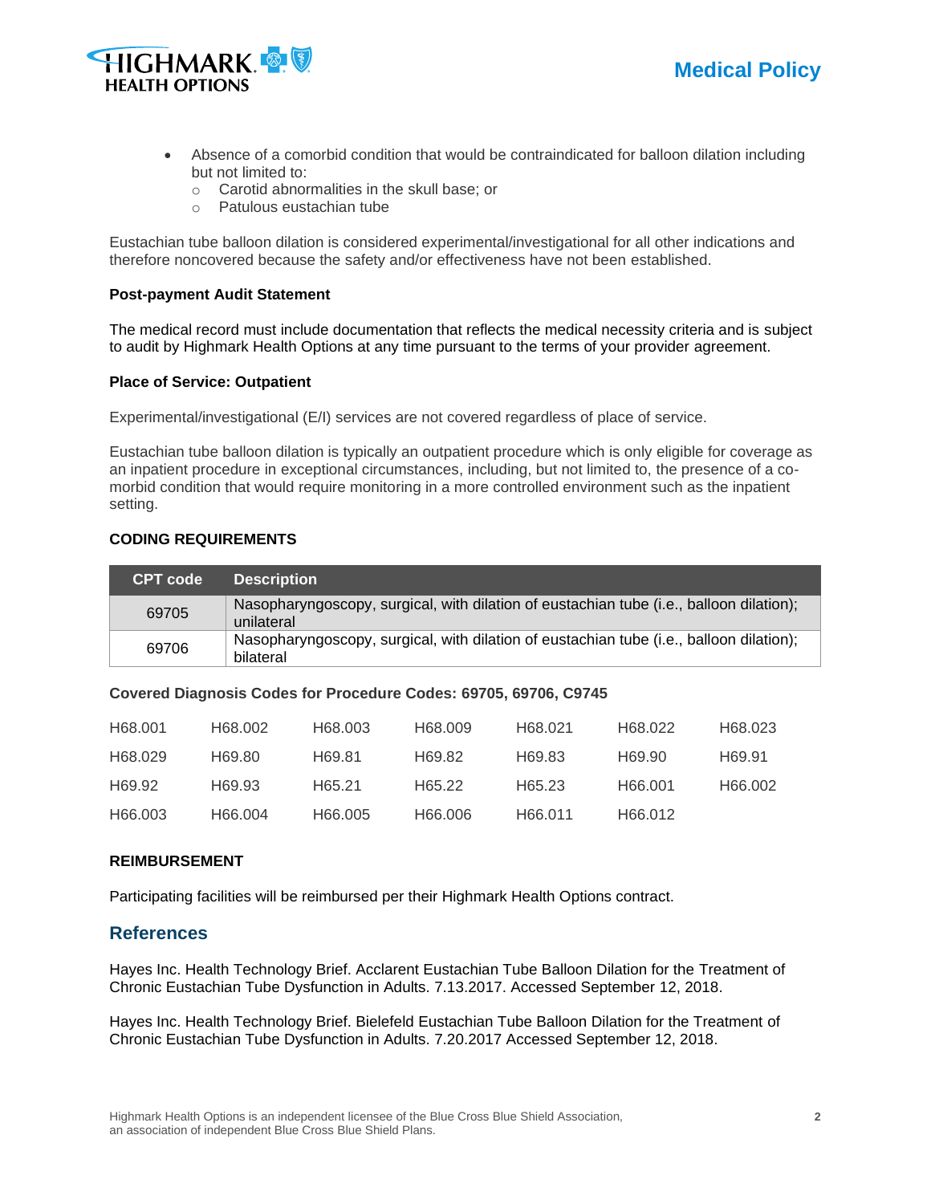- Absence of a comorbid condition that would be contraindicated for balloon dilation including but not limited to:
  - Carotid abnormalities in the skull base; or
  - Patulous eustachian tube

Eustachian tube balloon dilation is considered experimental/investigational for all other indications and therefore noncovered because the safety and/or effectiveness have not been established.

**Post-payment Audit Statement**

The medical record must include documentation that reflects the medical necessity criteria and is subject to audit by Highmark Health Options at any time pursuant to the terms of your provider agreement.

**Place of Service: Outpatient**

Experimental/investigational (E/I) services are not covered regardless of place of service.

Eustachian tube balloon dilation is typically an outpatient procedure which is only eligible for coverage as an inpatient procedure in exceptional circumstances, including, but not limited to, the presence of a co-morbid condition that would require monitoring in a more controlled environment such as the inpatient setting.

**CODING REQUIREMENTS**

| CPT code | Description |
|---|---|
| 69705 | Nasopharyngoscopy, surgical, with dilation of eustachian tube (i.e., balloon dilation); unilateral |
| 69706 | Nasopharyngoscopy, surgical, with dilation of eustachian tube (i.e., balloon dilation); bilateral |

**Covered Diagnosis Codes for Procedure Codes: 69705, 69706, C9745**

| | | | | | | |
|---|---|---|---|---|---|---|
| H68.001 | H68.002 | H68.003 | H68.009 | H68.021 | H68.022 | H68.023 |
| H68.029 | H69.80 | H69.81 | H69.82 | H69.83 | H69.90 | H69.91 |
| H69.92 | H69.93 | H65.21 | H65.22 | H65.23 | H66.001 | H66.002 |
| H66.003 | H66.004 | H66.005 | H66.006 | H66.011 | H66.012 | |

**REIMBURSEMENT**

Participating facilities will be reimbursed per their Highmark Health Options contract.

## References

Hayes Inc. Health Technology Brief. Acclarent Eustachian Tube Balloon Dilation for the Treatment of Chronic Eustachian Tube Dysfunction in Adults. 7.13.2017. Accessed September 12, 2018.

Hayes Inc. Health Technology Brief. Bielefeld Eustachian Tube Balloon Dilation for the Treatment of Chronic Eustachian Tube Dysfunction in Adults. 7.20.2017 Accessed September 12, 2018.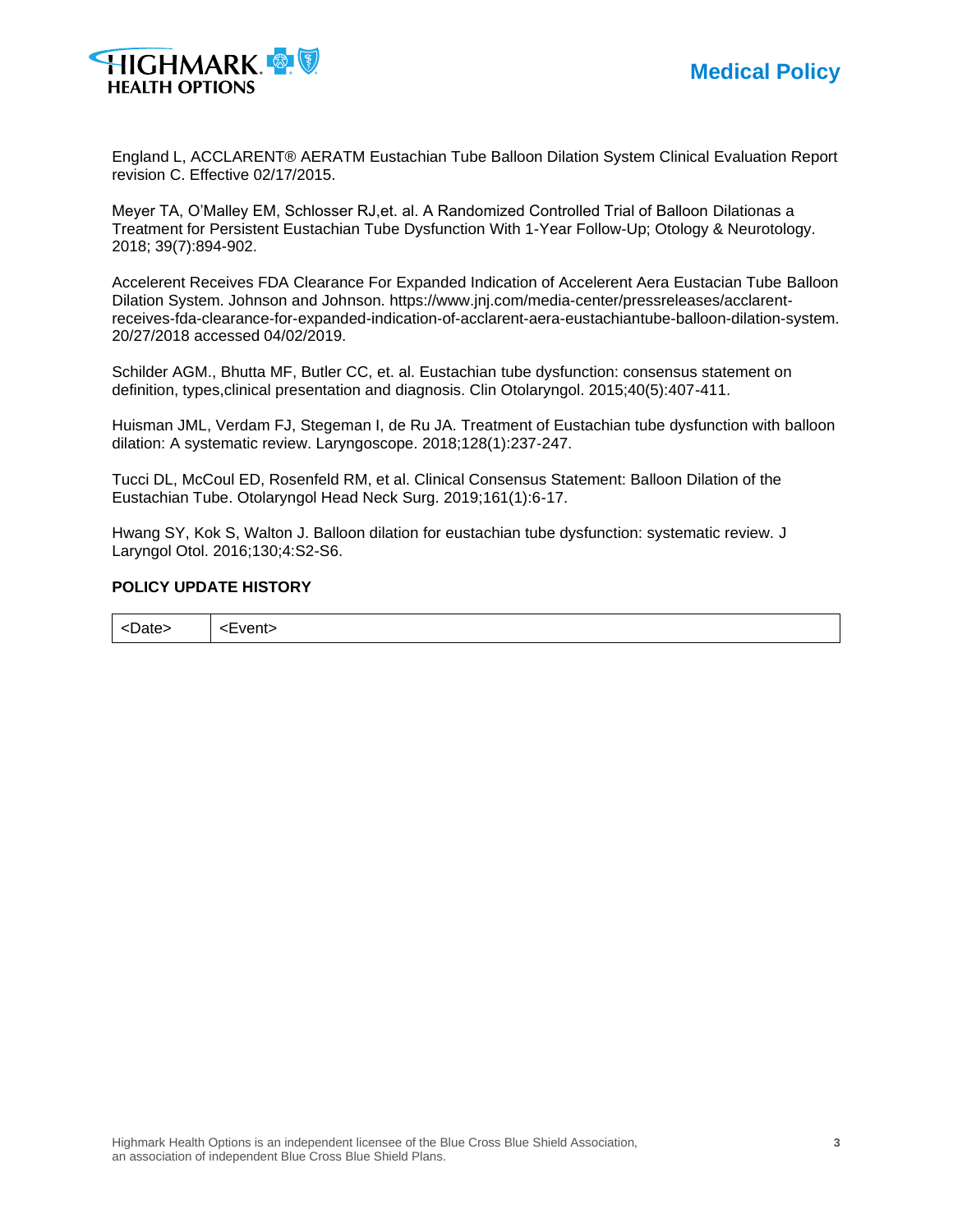England L, ACCLARENT® AERATM Eustachian Tube Balloon Dilation System Clinical Evaluation Report revision C. Effective 02/17/2015.

Meyer TA, O'Malley EM, Schlosser RJ,et. al. A Randomized Controlled Trial of Balloon Dilationas a Treatment for Persistent Eustachian Tube Dysfunction With 1-Year Follow-Up; Otology & Neurotology. 2018; 39(7):894-902.

Accelerent Receives FDA Clearance For Expanded Indication of Accelerent Aera Eustacian Tube Balloon Dilation System. Johnson and Johnson. https://www.jnj.com/media-center/pressreleases/acclarent-receives-fda-clearance-for-expanded-indication-of-acclarent-aera-eustachiantube-balloon-dilation-system. 20/27/2018 accessed 04/02/2019.

Schilder AGM., Bhutta MF, Butler CC, et. al. Eustachian tube dysfunction: consensus statement on definition, types,clinical presentation and diagnosis. Clin Otolaryngol. 2015;40(5):407-411.

Huisman JML, Verdam FJ, Stegeman I, de Ru JA. Treatment of Eustachian tube dysfunction with balloon dilation: A systematic review. Laryngoscope. 2018;128(1):237-247.

Tucci DL, McCoul ED, Rosenfeld RM, et al. Clinical Consensus Statement: Balloon Dilation of the Eustachian Tube. Otolaryngol Head Neck Surg. 2019;161(1):6-17.

Hwang SY, Kok S, Walton J. Balloon dilation for eustachian tube dysfunction: systematic review. J Laryngol Otol. 2016;130;4:S2-S6.

**POLICY UPDATE HISTORY**

| | |
|---|---|
| <Date> | <Event> |

Highmark Health Options is an independent licensee of the Blue Cross Blue Shield Association, an association of independent Blue Cross Blue Shield Plans.